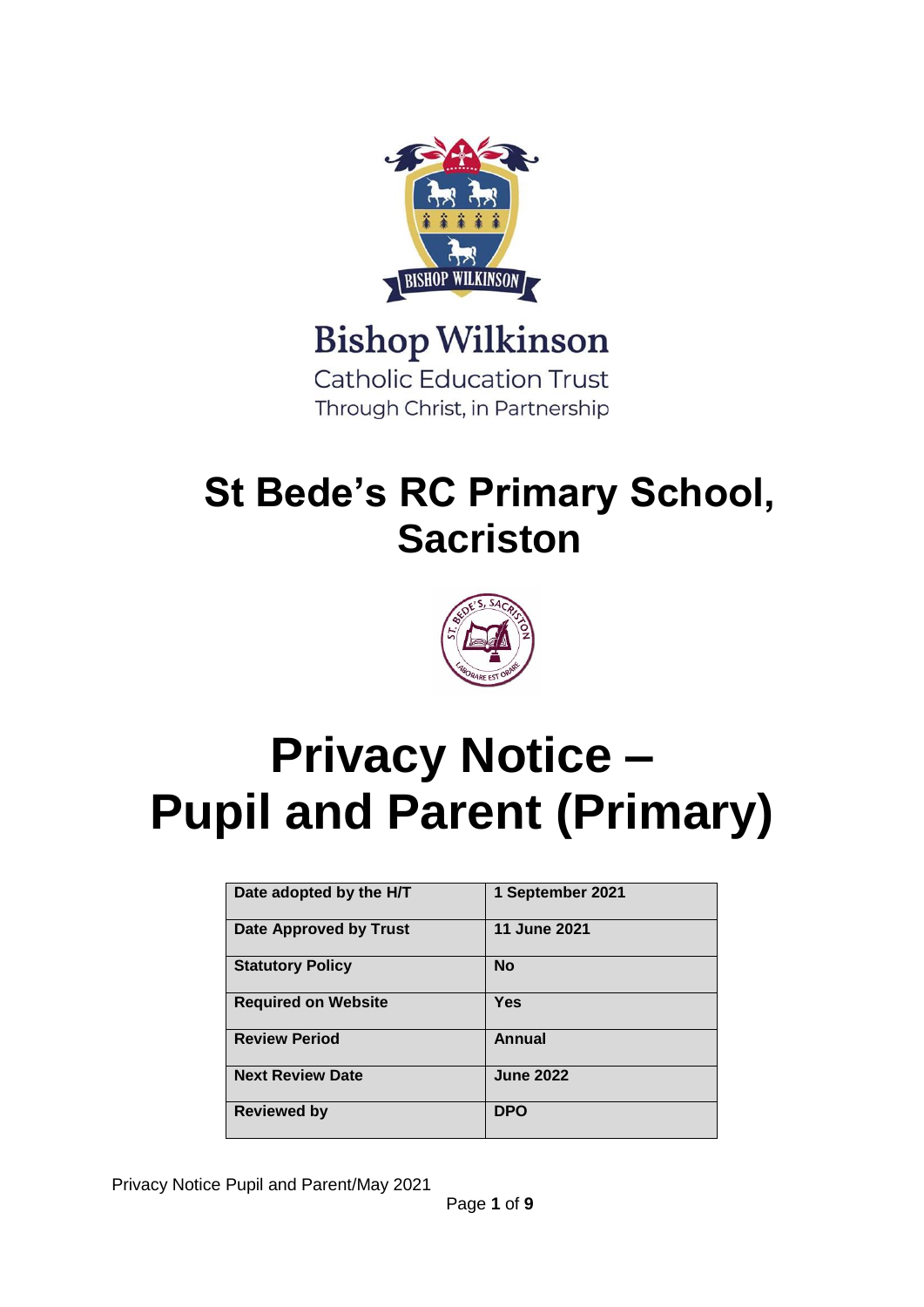Bishop Wilkinson

Catholic Education Trust

Through Christ, in Partnership

# St Bede's RC Primary School, Sacriston

# Privacy Notice – Pupil and Parent (Primary)

| Date adopted by the H/T | 1 September 2021 |
|---|---|
| Date Approved by Trust | 11 June 2021 |
| Statutory Policy | No |
| Required on Website | Yes |
| Review Period | Annual |
| Next Review Date | June 2022 |
| Reviewed by | DPO |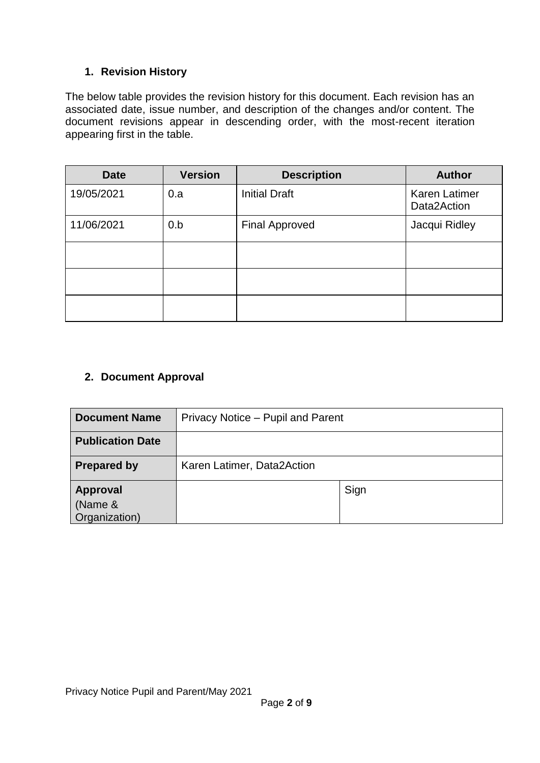## 1. Revision History

The below table provides the revision history for this document. Each revision has an associated date, issue number, and description of the changes and/or content. The document revisions appear in descending order, with the most-recent iteration appearing first in the table.

| Date | Version | Description | Author |
|---|---|---|---|
| 19/05/2021 | 0.a | Initial Draft | Karen Latimer Data2Action |
| 11/06/2021 | 0.b | Final Approved | Jacqui Ridley |
| | | | |
| | | | |
| | | | |

## 2. Document Approval

| **Document Name** | Privacy Notice – Pupil and Parent | |
|---|---|---|
| **Publication Date** | | |
| **Prepared by** | Karen Latimer, Data2Action | |
| **Approval** (Name & Organization) | | Sign |

Privacy Notice Pupil and Parent/May 2021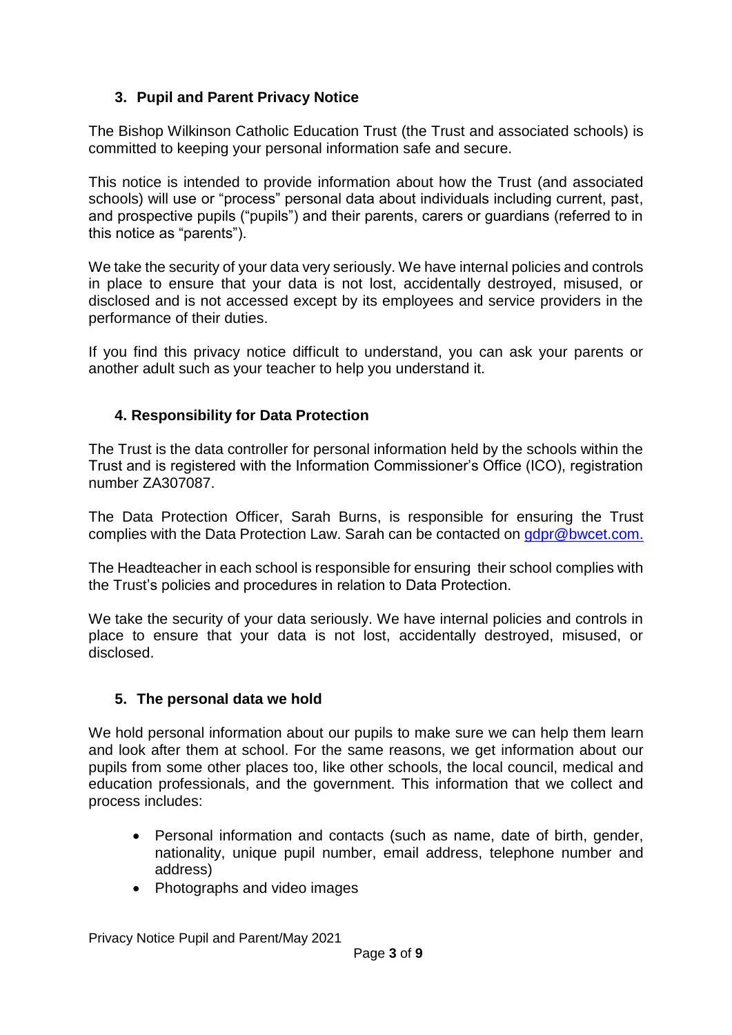## 3. Pupil and Parent Privacy Notice

The Bishop Wilkinson Catholic Education Trust (the Trust and associated schools) is committed to keeping your personal information safe and secure.

This notice is intended to provide information about how the Trust (and associated schools) will use or "process" personal data about individuals including current, past, and prospective pupils ("pupils") and their parents, carers or guardians (referred to in this notice as "parents").

We take the security of your data very seriously. We have internal policies and controls in place to ensure that your data is not lost, accidentally destroyed, misused, or disclosed and is not accessed except by its employees and service providers in the performance of their duties.

If you find this privacy notice difficult to understand, you can ask your parents or another adult such as your teacher to help you understand it.

## 4. Responsibility for Data Protection

The Trust is the data controller for personal information held by the schools within the Trust and is registered with the Information Commissioner's Office (ICO), registration number ZA307087.

The Data Protection Officer, Sarah Burns, is responsible for ensuring the Trust complies with the Data Protection Law. Sarah can be contacted on gdpr@bwcet.com.

The Headteacher in each school is responsible for ensuring their school complies with the Trust's policies and procedures in relation to Data Protection.

We take the security of your data seriously. We have internal policies and controls in place to ensure that your data is not lost, accidentally destroyed, misused, or disclosed.

## 5. The personal data we hold

We hold personal information about our pupils to make sure we can help them learn and look after them at school. For the same reasons, we get information about our pupils from some other places too, like other schools, the local council, medical and education professionals, and the government. This information that we collect and process includes:

- Personal information and contacts (such as name, date of birth, gender, nationality, unique pupil number, email address, telephone number and address)
- Photographs and video images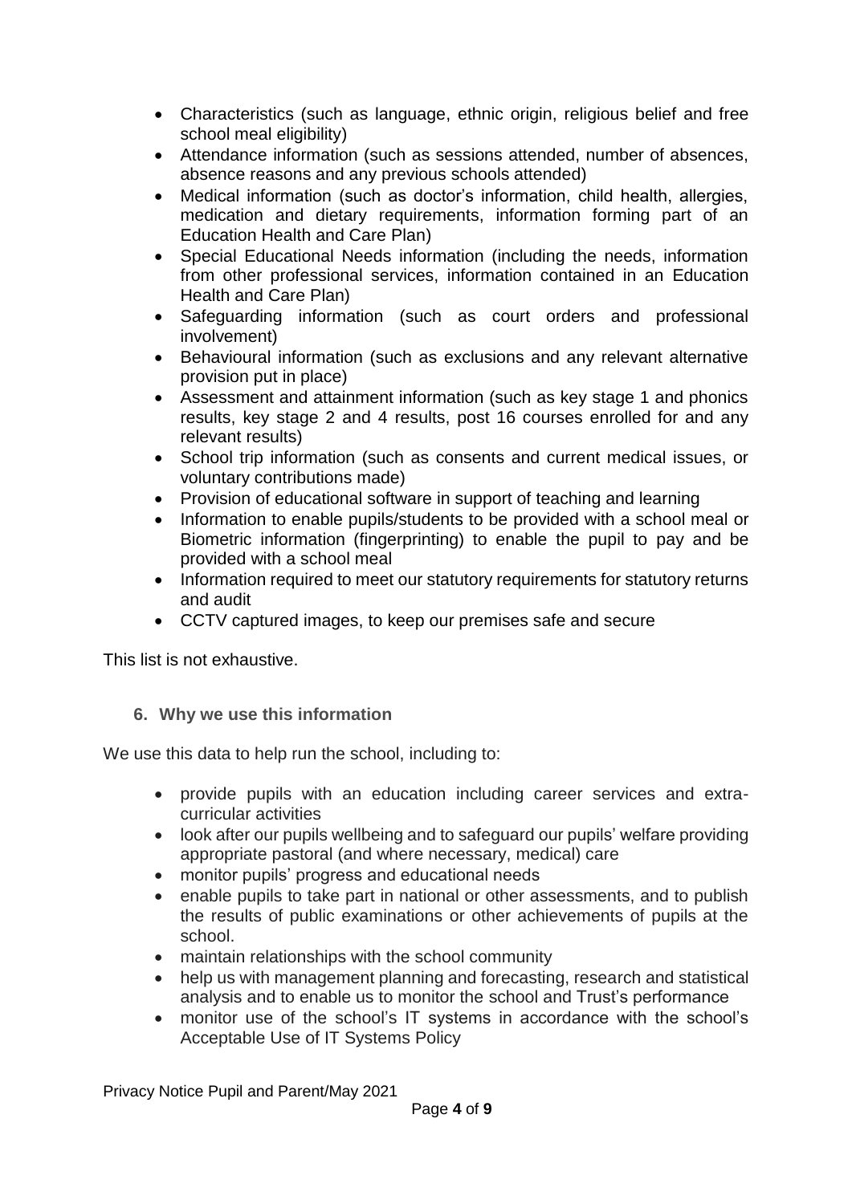- Characteristics (such as language, ethnic origin, religious belief and free school meal eligibility)
- Attendance information (such as sessions attended, number of absences, absence reasons and any previous schools attended)
- Medical information (such as doctor's information, child health, allergies, medication and dietary requirements, information forming part of an Education Health and Care Plan)
- Special Educational Needs information (including the needs, information from other professional services, information contained in an Education Health and Care Plan)
- Safeguarding information (such as court orders and professional involvement)
- Behavioural information (such as exclusions and any relevant alternative provision put in place)
- Assessment and attainment information (such as key stage 1 and phonics results, key stage 2 and 4 results, post 16 courses enrolled for and any relevant results)
- School trip information (such as consents and current medical issues, or voluntary contributions made)
- Provision of educational software in support of teaching and learning
- Information to enable pupils/students to be provided with a school meal or Biometric information (fingerprinting) to enable the pupil to pay and be provided with a school meal
- Information required to meet our statutory requirements for statutory returns and audit
- CCTV captured images, to keep our premises safe and secure

This list is not exhaustive.

### 6. Why we use this information

We use this data to help run the school, including to:

- provide pupils with an education including career services and extra-curricular activities
- look after our pupils wellbeing and to safeguard our pupils' welfare providing appropriate pastoral (and where necessary, medical) care
- monitor pupils' progress and educational needs
- enable pupils to take part in national or other assessments, and to publish the results of public examinations or other achievements of pupils at the school.
- maintain relationships with the school community
- help us with management planning and forecasting, research and statistical analysis and to enable us to monitor the school and Trust's performance
- monitor use of the school's IT systems in accordance with the school's Acceptable Use of IT Systems Policy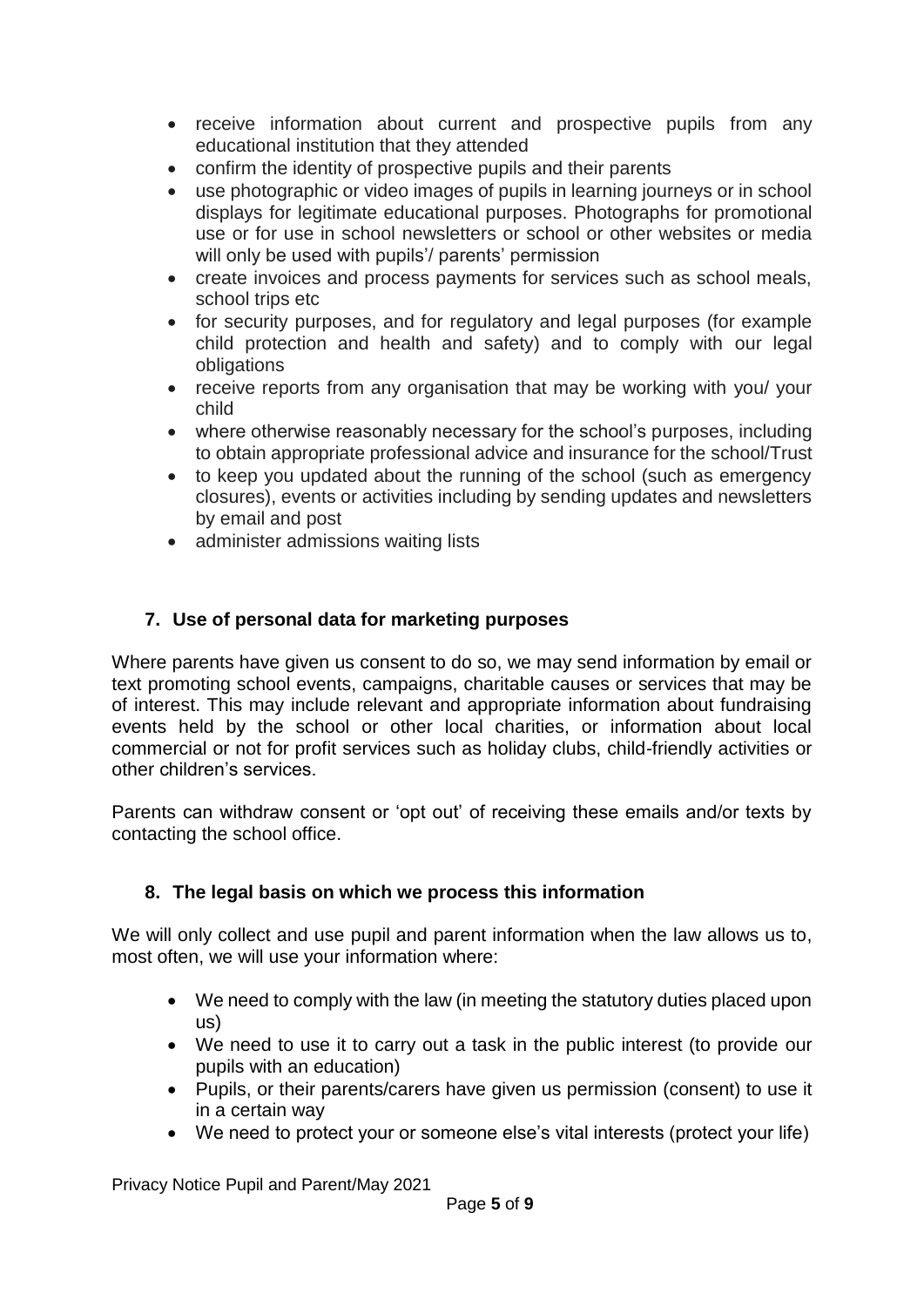- receive information about current and prospective pupils from any educational institution that they attended
- confirm the identity of prospective pupils and their parents
- use photographic or video images of pupils in learning journeys or in school displays for legitimate educational purposes. Photographs for promotional use or for use in school newsletters or school or other websites or media will only be used with pupils'/ parents' permission
- create invoices and process payments for services such as school meals, school trips etc
- for security purposes, and for regulatory and legal purposes (for example child protection and health and safety) and to comply with our legal obligations
- receive reports from any organisation that may be working with you/ your child
- where otherwise reasonably necessary for the school's purposes, including to obtain appropriate professional advice and insurance for the school/Trust
- to keep you updated about the running of the school (such as emergency closures), events or activities including by sending updates and newsletters by email and post
- administer admissions waiting lists

## 7. Use of personal data for marketing purposes

Where parents have given us consent to do so, we may send information by email or text promoting school events, campaigns, charitable causes or services that may be of interest. This may include relevant and appropriate information about fundraising events held by the school or other local charities, or information about local commercial or not for profit services such as holiday clubs, child-friendly activities or other children's services.

Parents can withdraw consent or 'opt out' of receiving these emails and/or texts by contacting the school office.

## 8. The legal basis on which we process this information

We will only collect and use pupil and parent information when the law allows us to, most often, we will use your information where:

- We need to comply with the law (in meeting the statutory duties placed upon us)
- We need to use it to carry out a task in the public interest (to provide our pupils with an education)
- Pupils, or their parents/carers have given us permission (consent) to use it in a certain way
- We need to protect your or someone else's vital interests (protect your life)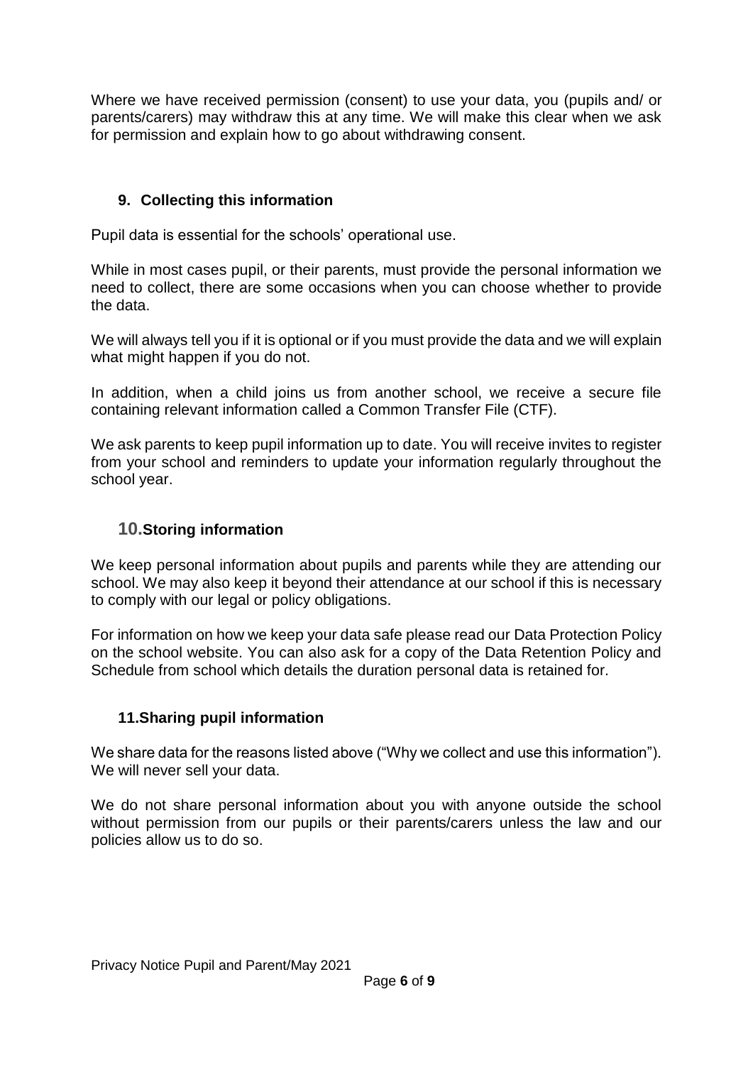Where we have received permission (consent) to use your data, you (pupils and/ or parents/carers) may withdraw this at any time. We will make this clear when we ask for permission and explain how to go about withdrawing consent.

## 9. Collecting this information

Pupil data is essential for the schools' operational use.

While in most cases pupil, or their parents, must provide the personal information we need to collect, there are some occasions when you can choose whether to provide the data.

We will always tell you if it is optional or if you must provide the data and we will explain what might happen if you do not.

In addition, when a child joins us from another school, we receive a secure file containing relevant information called a Common Transfer File (CTF).

We ask parents to keep pupil information up to date. You will receive invites to register from your school and reminders to update your information regularly throughout the school year.

## 10. Storing information

We keep personal information about pupils and parents while they are attending our school. We may also keep it beyond their attendance at our school if this is necessary to comply with our legal or policy obligations.

For information on how we keep your data safe please read our Data Protection Policy on the school website. You can also ask for a copy of the Data Retention Policy and Schedule from school which details the duration personal data is retained for.

## 11. Sharing pupil information

We share data for the reasons listed above ("Why we collect and use this information"). We will never sell your data.

We do not share personal information about you with anyone outside the school without permission from our pupils or their parents/carers unless the law and our policies allow us to do so.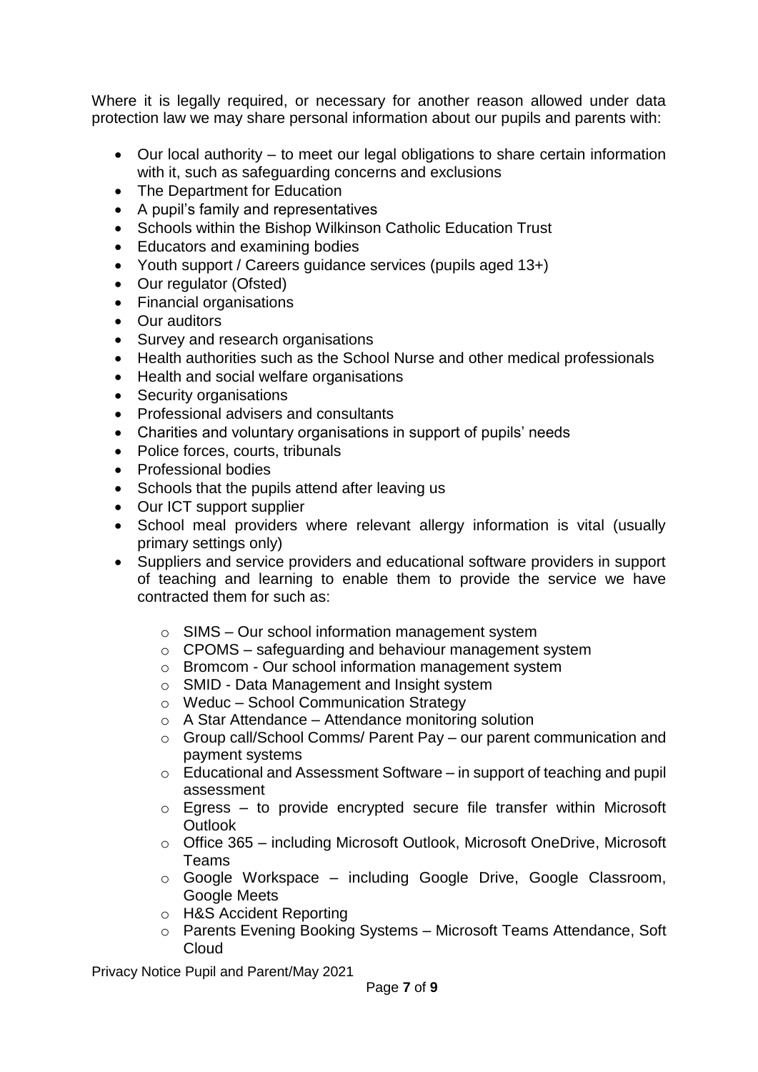Where it is legally required, or necessary for another reason allowed under data protection law we may share personal information about our pupils and parents with:

- Our local authority – to meet our legal obligations to share certain information with it, such as safeguarding concerns and exclusions
- The Department for Education
- A pupil's family and representatives
- Schools within the Bishop Wilkinson Catholic Education Trust
- Educators and examining bodies
- Youth support / Careers guidance services (pupils aged 13+)
- Our regulator (Ofsted)
- Financial organisations
- Our auditors
- Survey and research organisations
- Health authorities such as the School Nurse and other medical professionals
- Health and social welfare organisations
- Security organisations
- Professional advisers and consultants
- Charities and voluntary organisations in support of pupils' needs
- Police forces, courts, tribunals
- Professional bodies
- Schools that the pupils attend after leaving us
- Our ICT support supplier
- School meal providers where relevant allergy information is vital (usually primary settings only)
- Suppliers and service providers and educational software providers in support of teaching and learning to enable them to provide the service we have contracted them for such as:
    - SIMS – Our school information management system
    - CPOMS – safeguarding and behaviour management system
    - Bromcom - Our school information management system
    - SMID - Data Management and Insight system
    - Weduc – School Communication Strategy
    - A Star Attendance – Attendance monitoring solution
    - Group call/School Comms/ Parent Pay – our parent communication and payment systems
    - Educational and Assessment Software – in support of teaching and pupil assessment
    - Egress – to provide encrypted secure file transfer within Microsoft Outlook
    - Office 365 – including Microsoft Outlook, Microsoft OneDrive, Microsoft Teams
    - Google Workspace – including Google Drive, Google Classroom, Google Meets
    - H&S Accident Reporting
    - Parents Evening Booking Systems – Microsoft Teams Attendance, Soft Cloud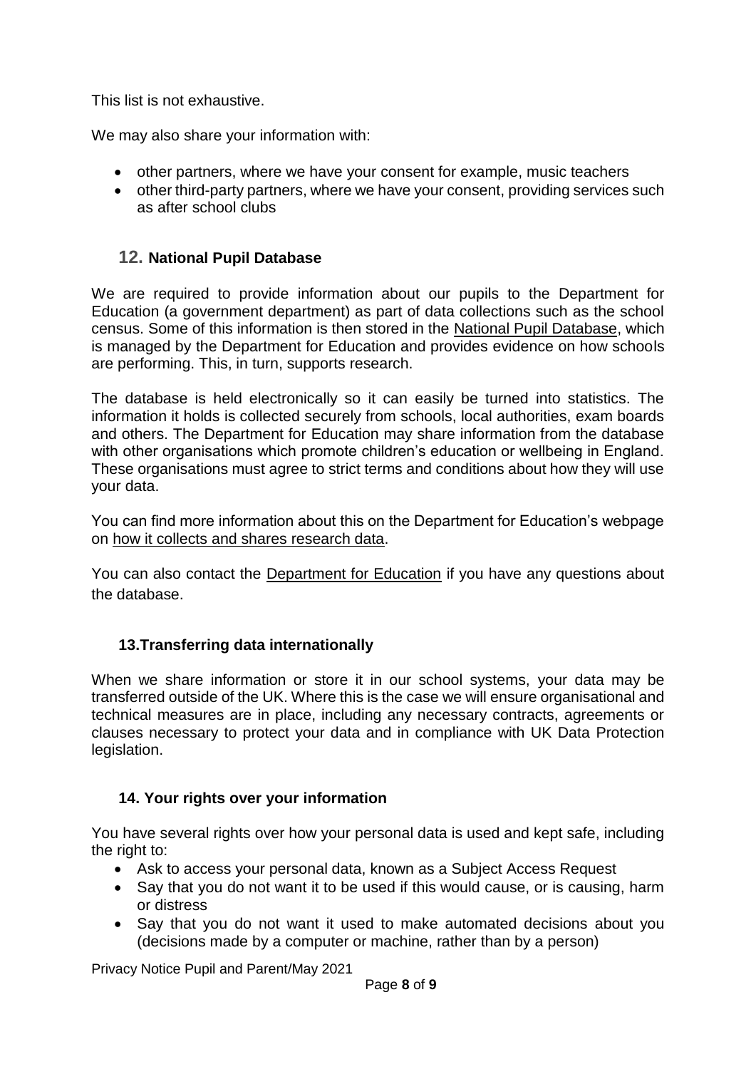This list is not exhaustive.

We may also share your information with:

- other partners, where we have your consent for example, music teachers
- other third-party partners, where we have your consent, providing services such as after school clubs

## 12. National Pupil Database

We are required to provide information about our pupils to the Department for Education (a government department) as part of data collections such as the school census. Some of this information is then stored in the National Pupil Database, which is managed by the Department for Education and provides evidence on how schools are performing. This, in turn, supports research.

The database is held electronically so it can easily be turned into statistics. The information it holds is collected securely from schools, local authorities, exam boards and others. The Department for Education may share information from the database with other organisations which promote children's education or wellbeing in England. These organisations must agree to strict terms and conditions about how they will use your data.

You can find more information about this on the Department for Education's webpage on how it collects and shares research data.

You can also contact the Department for Education if you have any questions about the database.

## 13.Transferring data internationally

When we share information or store it in our school systems, your data may be transferred outside of the UK. Where this is the case we will ensure organisational and technical measures are in place, including any necessary contracts, agreements or clauses necessary to protect your data and in compliance with UK Data Protection legislation.

## 14. Your rights over your information

You have several rights over how your personal data is used and kept safe, including the right to:

- Ask to access your personal data, known as a Subject Access Request
- Say that you do not want it to be used if this would cause, or is causing, harm or distress
- Say that you do not want it used to make automated decisions about you (decisions made by a computer or machine, rather than by a person)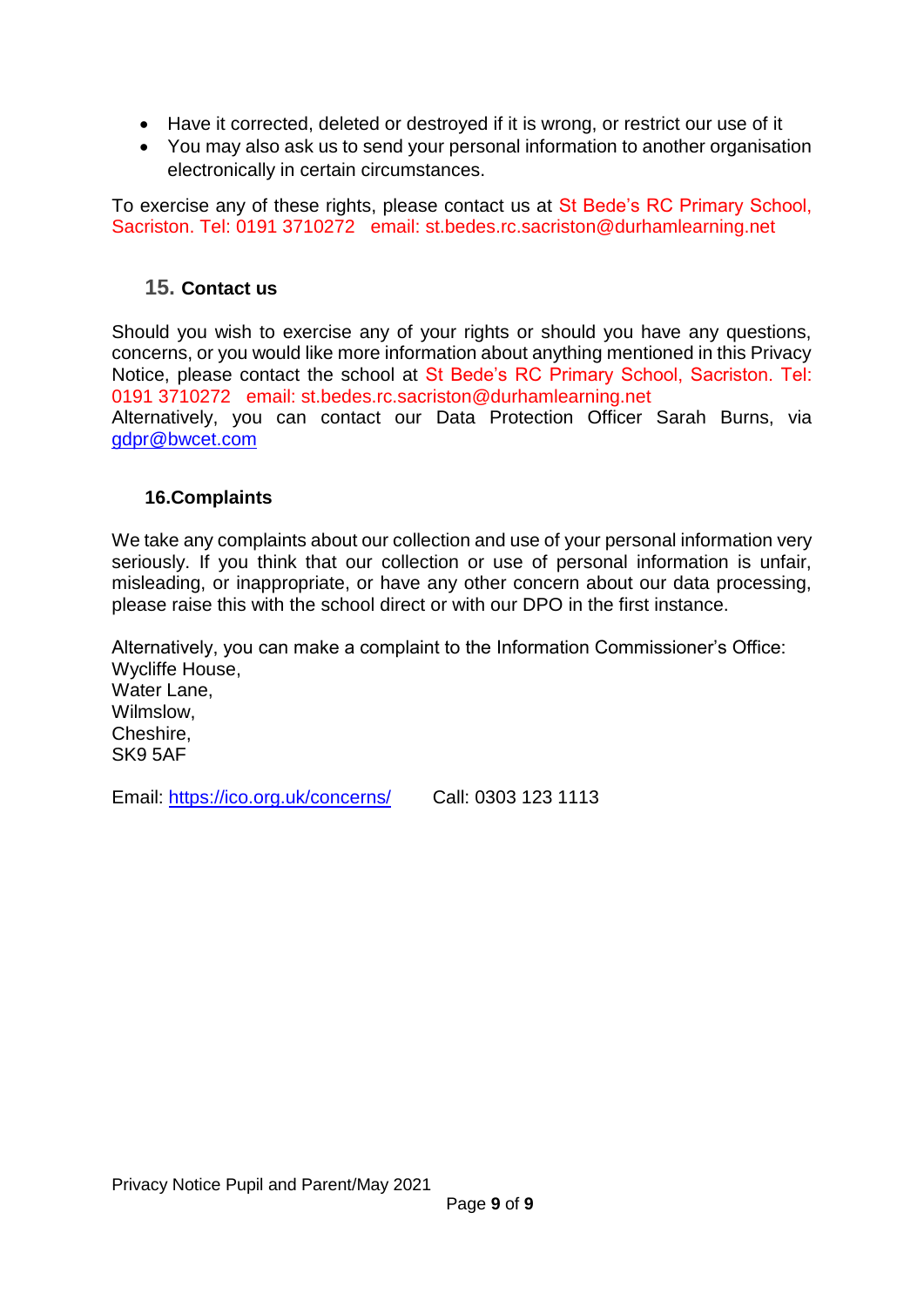- Have it corrected, deleted or destroyed if it is wrong, or restrict our use of it
- You may also ask us to send your personal information to another organisation electronically in certain circumstances.

To exercise any of these rights, please contact us at St Bede's RC Primary School, Sacriston. Tel: 0191 3710272 email: st.bedes.rc.sacriston@durhamlearning.net

## 15. Contact us

Should you wish to exercise any of your rights or should you have any questions, concerns, or you would like more information about anything mentioned in this Privacy Notice, please contact the school at St Bede's RC Primary School, Sacriston. Tel: 0191 3710272 email: st.bedes.rc.sacriston@durhamlearning.net
Alternatively, you can contact our Data Protection Officer Sarah Burns, via gdpr@bwcet.com

## 16.Complaints

We take any complaints about our collection and use of your personal information very seriously. If you think that our collection or use of personal information is unfair, misleading, or inappropriate, or have any other concern about our data processing, please raise this with the school direct or with our DPO in the first instance.

Alternatively, you can make a complaint to the Information Commissioner's Office:
Wycliffe House,
Water Lane,
Wilmslow,
Cheshire,
SK9 5AF

Email: https://ico.org.uk/concerns/ Call: 0303 123 1113

Privacy Notice Pupil and Parent/May 2021